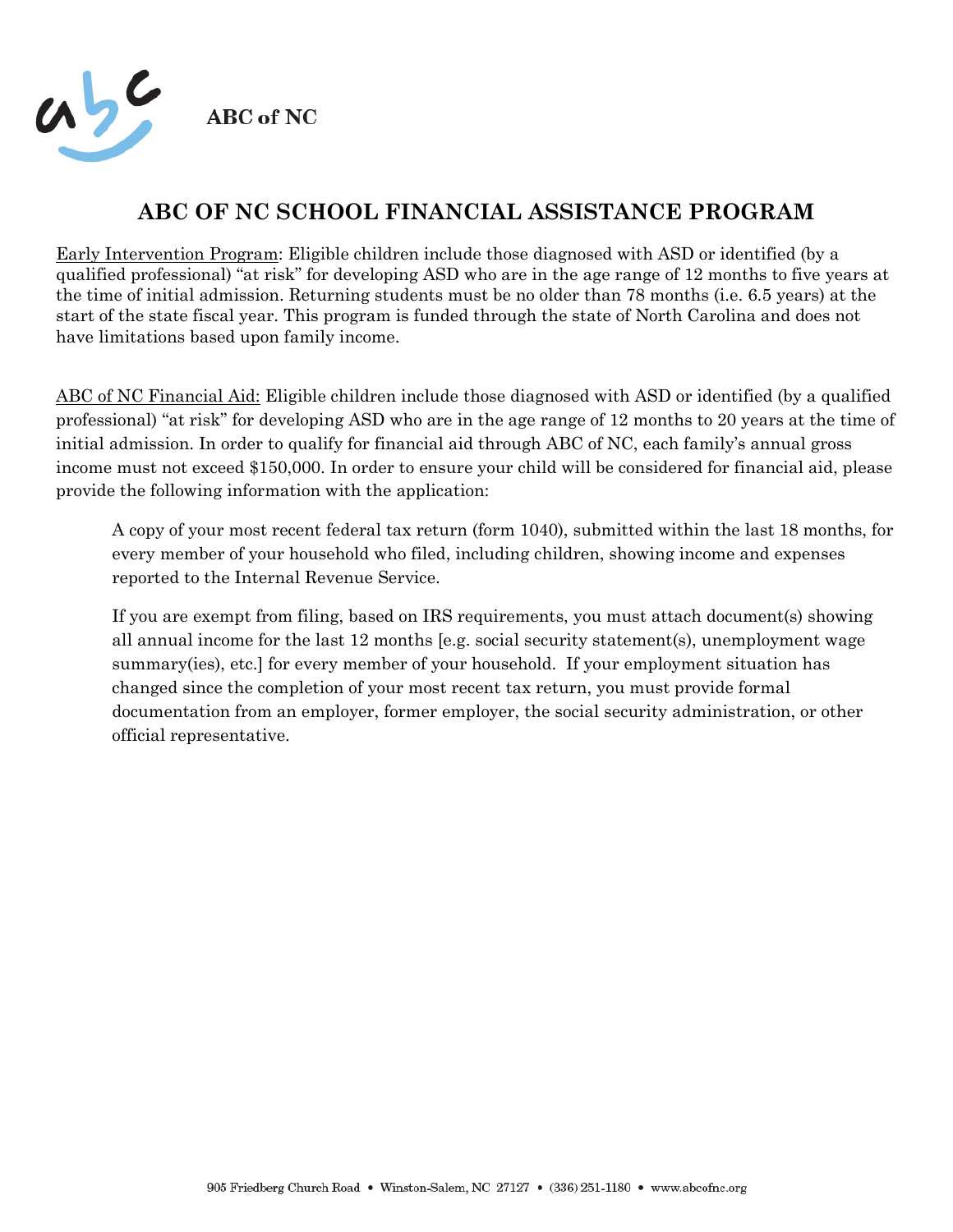ABC of NC

# ABC OF NC SCHOOL FINANCIAL ASSISTANCE PROGRAM

Early Intervention Program: Eligible children include those diagnosed with ASD or identified (by a qualified professional) "at risk" for developing ASD who are in the age range of 12 months to five years at the time of initial admission. Returning students must be no older than 78 months (i.e. 6.5 years) at the start of the state fiscal year. This program is funded through the state of North Carolina and does not have limitations based upon family income.

ABC of NC Financial Aid: Eligible children include those diagnosed with ASD or identified (by a qualified professional) "at risk" for developing ASD who are in the age range of 12 months to 20 years at the time of initial admission. In order to qualify for financial aid through ABC of NC, each family's annual gross income must not exceed $150,000. In order to ensure your child will be considered for financial aid, please provide the following information with the application:

> A copy of your most recent federal tax return (form 1040), submitted within the last 18 months, for every member of your household who filed, including children, showing income and expenses reported to the Internal Revenue Service.
>
> If you are exempt from filing, based on IRS requirements, you must attach document(s) showing all annual income for the last 12 months [e.g. social security statement(s), unemployment wage summary(ies), etc.] for every member of your household. If your employment situation has changed since the completion of your most recent tax return, you must provide formal documentation from an employer, former employer, the social security administration, or other official representative.

905 Friedberg Church Road • Winston-Salem, NC 27127 • (336) 251-1180 • www.abcofnc.org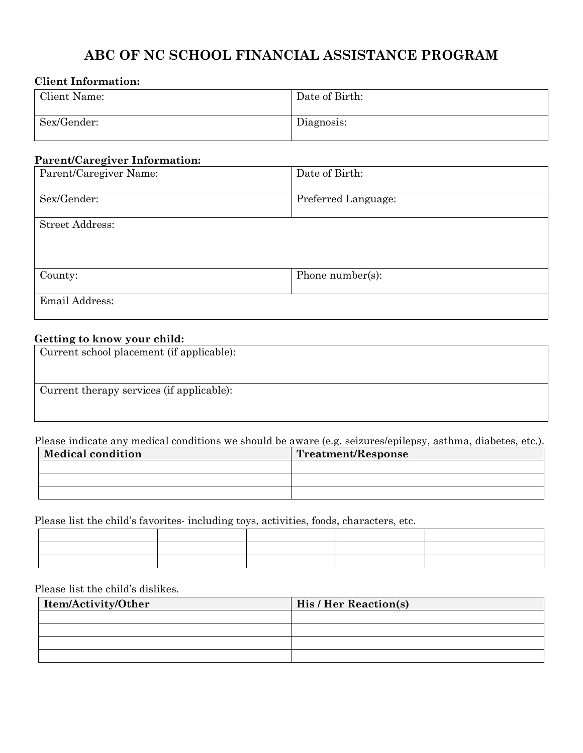# ABC OF NC SCHOOL FINANCIAL ASSISTANCE PROGRAM

**Client Information:**

| Client Name: | Date of Birth: |
|---|---|
| Sex/Gender: | Diagnosis: |

**Parent/Caregiver Information:**

| Parent/Caregiver Name: | Date of Birth: |
|---|---|
| Sex/Gender: | Preferred Language: |
| Street Address: | |
| County: | Phone number(s): |
| Email Address: | |

**Getting to know your child:**

| Current school placement (if applicable): |
|---|
| Current therapy services (if applicable): |

Please indicate any medical conditions we should be aware (e.g. seizures/epilepsy, asthma, diabetes, etc.).

| **Medical condition** | **Treatment/Response** |
|---|---|
| | |
| | |
| | |

Please list the child's favorites- including toys, activities, foods, characters, etc.

| | | | | |
|---|---|---|---|---|
| | | | | |
| | | | | |
| | | | | |

Please list the child's dislikes.

| **Item/Activity/Other** | **His / Her Reaction(s)** |
|---|---|
| | |
| | |
| | |
| | |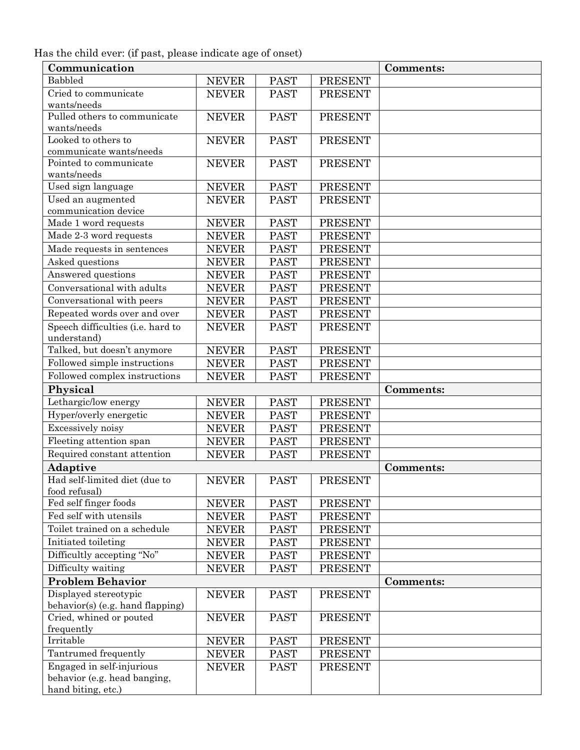Has the child ever: (if past, please indicate age of onset)

| **Communication** | | | | **Comments:** |
|---|---|---|---|---|
| Babbled | NEVER | PAST | PRESENT | |
| Cried to communicate wants/needs | NEVER | PAST | PRESENT | |
| Pulled others to communicate wants/needs | NEVER | PAST | PRESENT | |
| Looked to others to communicate wants/needs | NEVER | PAST | PRESENT | |
| Pointed to communicate wants/needs | NEVER | PAST | PRESENT | |
| Used sign language | NEVER | PAST | PRESENT | |
| Used an augmented communication device | NEVER | PAST | PRESENT | |
| Made 1 word requests | NEVER | PAST | PRESENT | |
| Made 2-3 word requests | NEVER | PAST | PRESENT | |
| Made requests in sentences | NEVER | PAST | PRESENT | |
| Asked questions | NEVER | PAST | PRESENT | |
| Answered questions | NEVER | PAST | PRESENT | |
| Conversational with adults | NEVER | PAST | PRESENT | |
| Conversational with peers | NEVER | PAST | PRESENT | |
| Repeated words over and over | NEVER | PAST | PRESENT | |
| Speech difficulties (i.e. hard to understand) | NEVER | PAST | PRESENT | |
| Talked, but doesn't anymore | NEVER | PAST | PRESENT | |
| Followed simple instructions | NEVER | PAST | PRESENT | |
| Followed complex instructions | NEVER | PAST | PRESENT | |
| **Physical** | | | | **Comments:** |
| Lethargic/low energy | NEVER | PAST | PRESENT | |
| Hyper/overly energetic | NEVER | PAST | PRESENT | |
| Excessively noisy | NEVER | PAST | PRESENT | |
| Fleeting attention span | NEVER | PAST | PRESENT | |
| Required constant attention | NEVER | PAST | PRESENT | |
| **Adaptive** | | | | **Comments:** |
| Had self-limited diet (due to food refusal) | NEVER | PAST | PRESENT | |
| Fed self finger foods | NEVER | PAST | PRESENT | |
| Fed self with utensils | NEVER | PAST | PRESENT | |
| Toilet trained on a schedule | NEVER | PAST | PRESENT | |
| Initiated toileting | NEVER | PAST | PRESENT | |
| Difficultly accepting "No" | NEVER | PAST | PRESENT | |
| Difficulty waiting | NEVER | PAST | PRESENT | |
| **Problem Behavior** | | | | **Comments:** |
| Displayed stereotypic behavior(s) (e.g. hand flapping) | NEVER | PAST | PRESENT | |
| Cried, whined or pouted frequently | NEVER | PAST | PRESENT | |
| Irritable | NEVER | PAST | PRESENT | |
| Tantrumed frequently | NEVER | PAST | PRESENT | |
| Engaged in self-injurious behavior (e.g. head banging, hand biting, etc.) | NEVER | PAST | PRESENT | |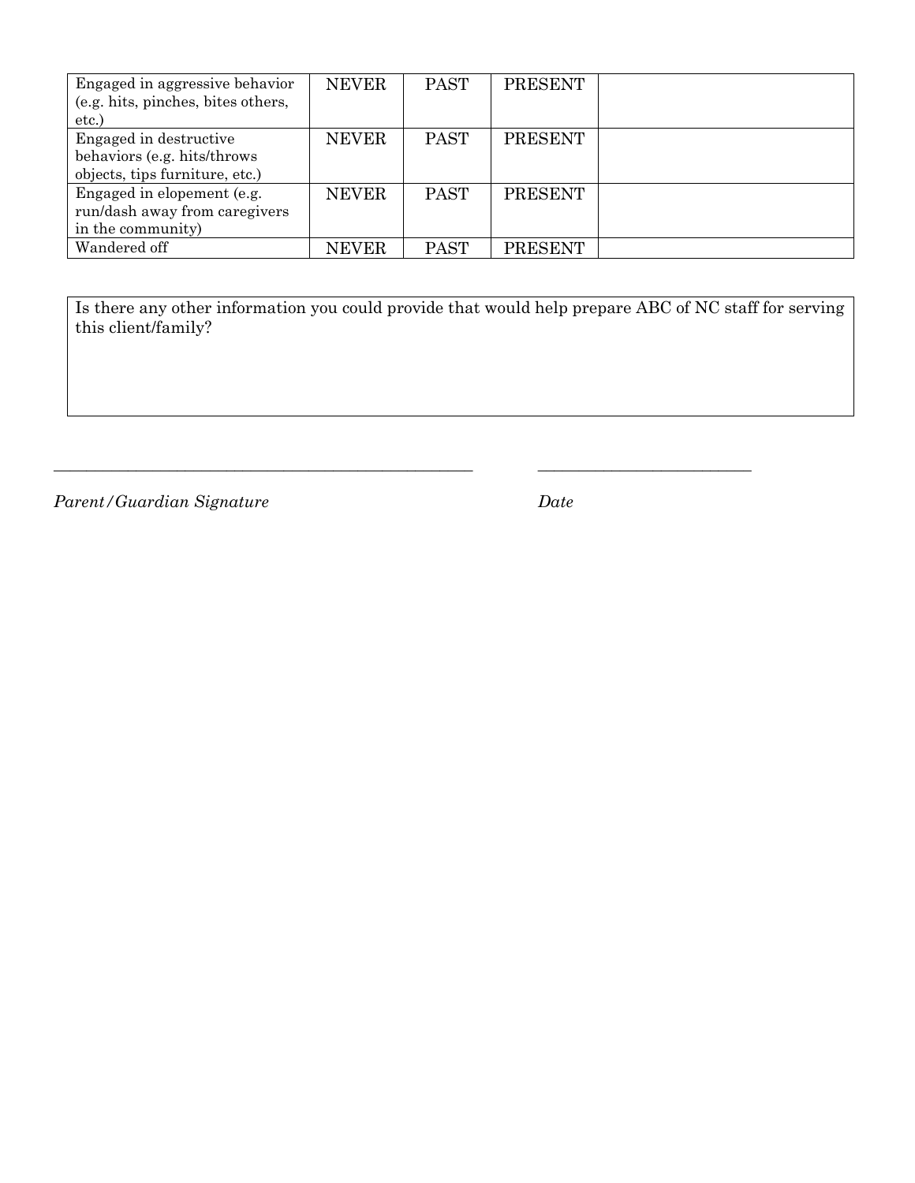| | | | | |
|---|---|---|---|---|
| Engaged in aggressive behavior (e.g. hits, pinches, bites others, etc.) | NEVER | PAST | PRESENT | |
| Engaged in destructive behaviors (e.g. hits/throws objects, tips furniture, etc.) | NEVER | PAST | PRESENT | |
| Engaged in elopement (e.g. run/dash away from caregivers in the community) | NEVER | PAST | PRESENT | |
| Wandered off | NEVER | PAST | PRESENT | |

| |
|---|
| Is there any other information you could provide that would help prepare ABC of NC staff for serving this client/family? |

_____________________________________________ _______________________

*Parent/Guardian Signature* *Date*